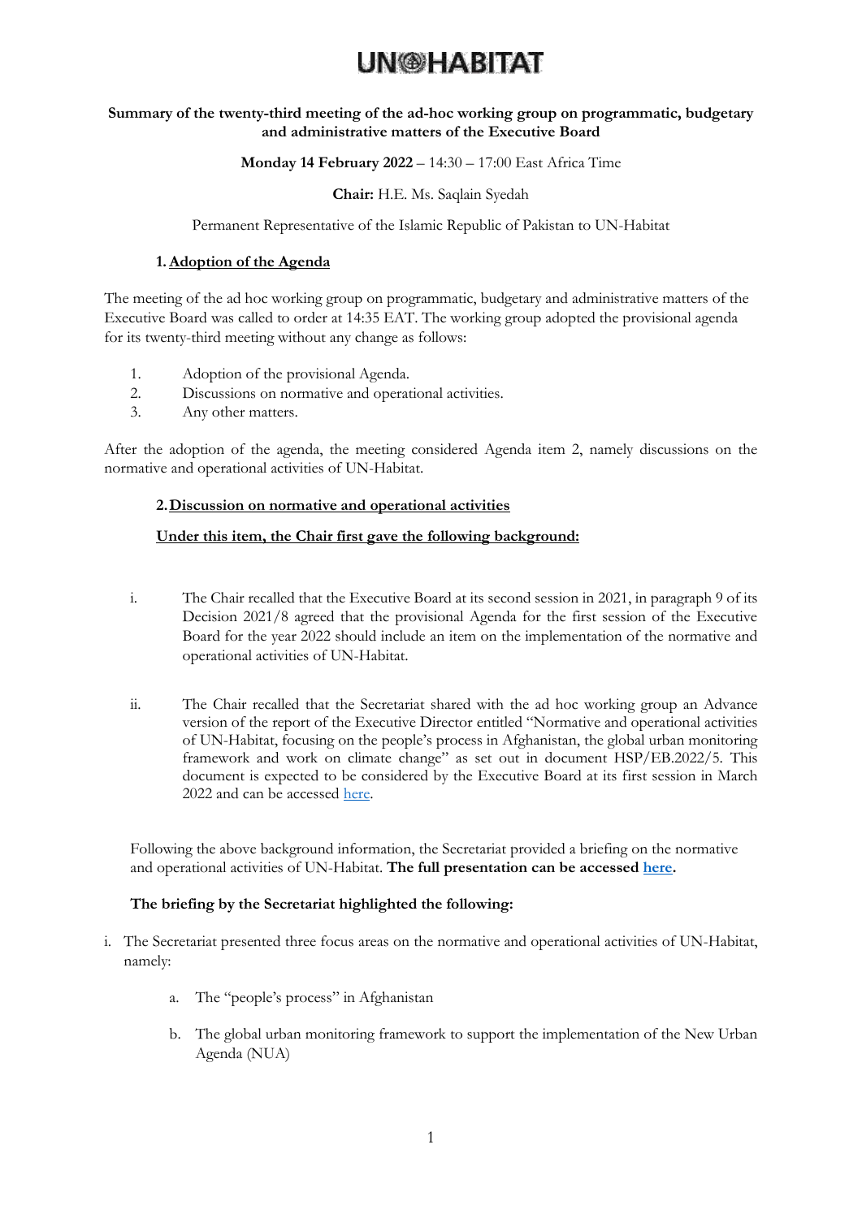UN®HABITAT

**Summary of the twenty-third meeting of the ad-hoc working group on programmatic, budgetary and administrative matters of the Executive Board**

**Monday 14 February 2022** – 14:30 – 17:00 East Africa Time

**Chair:** H.E. Ms. Saqlain Syedah

Permanent Representative of the Islamic Republic of Pakistan to UN-Habitat

## 1. Adoption of the Agenda

The meeting of the ad hoc working group on programmatic, budgetary and administrative matters of the Executive Board was called to order at 14:35 EAT. The working group adopted the provisional agenda for its twenty-third meeting without any change as follows:

1. Adoption of the provisional Agenda.
2. Discussions on normative and operational activities.
3. Any other matters.

After the adoption of the agenda, the meeting considered Agenda item 2, namely discussions on the normative and operational activities of UN-Habitat.

## 2. Discussion on normative and operational activities

**Under this item, the Chair first gave the following background:**

i. The Chair recalled that the Executive Board at its second session in 2021, in paragraph 9 of its Decision 2021/8 agreed that the provisional Agenda for the first session of the Executive Board for the year 2022 should include an item on the implementation of the normative and operational activities of UN-Habitat.

ii. The Chair recalled that the Secretariat shared with the ad hoc working group an Advance version of the report of the Executive Director entitled "Normative and operational activities of UN-Habitat, focusing on the people's process in Afghanistan, the global urban monitoring framework and work on climate change" as set out in document HSP/EB.2022/5. This document is expected to be considered by the Executive Board at its first session in March 2022 and can be accessed here.

Following the above background information, the Secretariat provided a briefing on the normative and operational activities of UN-Habitat. **The full presentation can be accessed here.**

**The briefing by the Secretariat highlighted the following:**

i. The Secretariat presented three focus areas on the normative and operational activities of UN-Habitat, namely:

   a. The "people's process" in Afghanistan

   b. The global urban monitoring framework to support the implementation of the New Urban Agenda (NUA)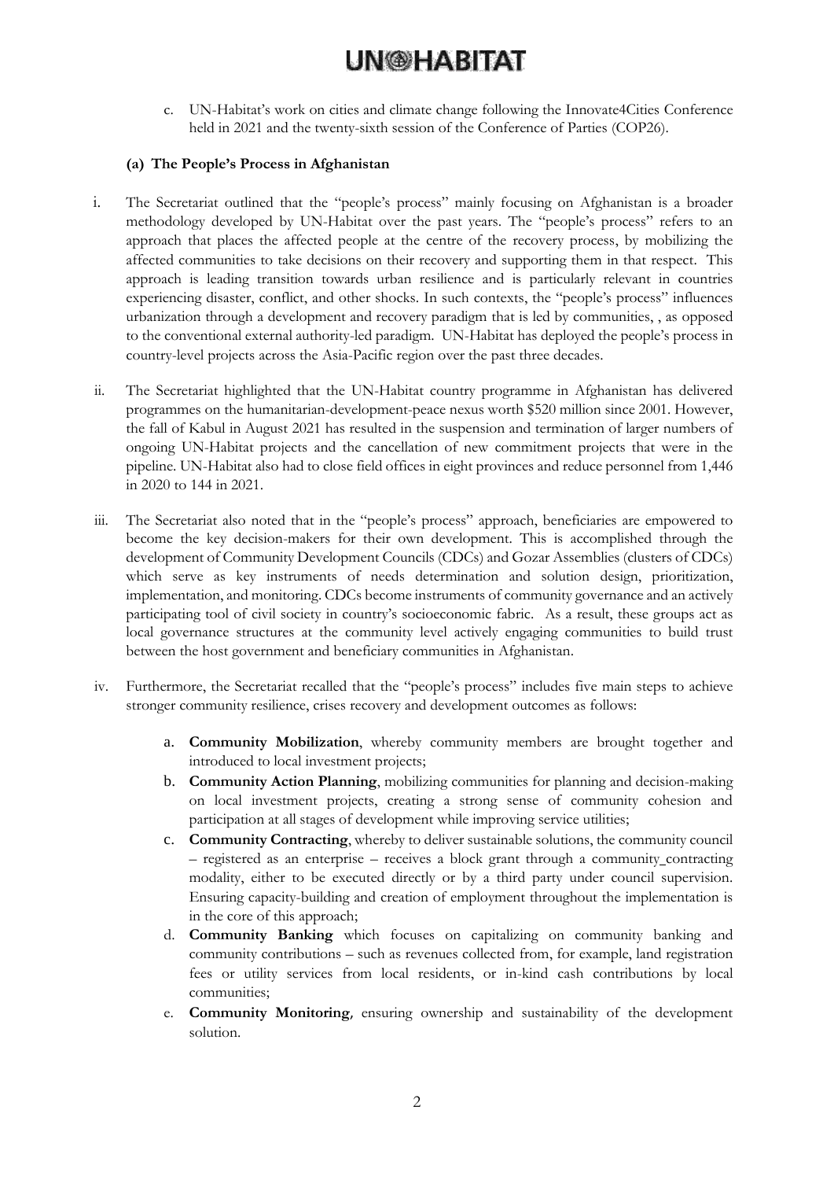c. UN-Habitat's work on cities and climate change following the Innovate4Cities Conference held in 2021 and the twenty-sixth session of the Conference of Parties (COP26).

**(a) The People's Process in Afghanistan**

i. The Secretariat outlined that the "people's process" mainly focusing on Afghanistan is a broader methodology developed by UN-Habitat over the past years. The "people's process" refers to an approach that places the affected people at the centre of the recovery process, by mobilizing the affected communities to take decisions on their recovery and supporting them in that respect. This approach is leading transition towards urban resilience and is particularly relevant in countries experiencing disaster, conflict, and other shocks. In such contexts, the "people's process" influences urbanization through a development and recovery paradigm that is led by communities, , as opposed to the conventional external authority-led paradigm. UN-Habitat has deployed the people's process in country-level projects across the Asia-Pacific region over the past three decades.

ii. The Secretariat highlighted that the UN-Habitat country programme in Afghanistan has delivered programmes on the humanitarian-development-peace nexus worth $520 million since 2001. However, the fall of Kabul in August 2021 has resulted in the suspension and termination of larger numbers of ongoing UN-Habitat projects and the cancellation of new commitment projects that were in the pipeline. UN-Habitat also had to close field offices in eight provinces and reduce personnel from 1,446 in 2020 to 144 in 2021.

iii. The Secretariat also noted that in the "people's process" approach, beneficiaries are empowered to become the key decision-makers for their own development. This is accomplished through the development of Community Development Councils (CDCs) and Gozar Assemblies (clusters of CDCs) which serve as key instruments of needs determination and solution design, prioritization, implementation, and monitoring. CDCs become instruments of community governance and an actively participating tool of civil society in country's socioeconomic fabric. As a result, these groups act as local governance structures at the community level actively engaging communities to build trust between the host government and beneficiary communities in Afghanistan.

iv. Furthermore, the Secretariat recalled that the "people's process" includes five main steps to achieve stronger community resilience, crises recovery and development outcomes as follows:

   a. **Community Mobilization**, whereby community members are brought together and introduced to local investment projects;
   b. **Community Action Planning**, mobilizing communities for planning and decision-making on local investment projects, creating a strong sense of community cohesion and participation at all stages of development while improving service utilities;
   c. **Community Contracting**, whereby to deliver sustainable solutions, the community council – registered as an enterprise – receives a block grant through a community_contracting modality, either to be executed directly or by a third party under council supervision. Ensuring capacity-building and creation of employment throughout the implementation is in the core of this approach;
   d. **Community Banking** which focuses on capitalizing on community banking and community contributions – such as revenues collected from, for example, land registration fees or utility services from local residents, or in-kind cash contributions by local communities;
   e. **Community Monitoring**, ensuring ownership and sustainability of the development solution.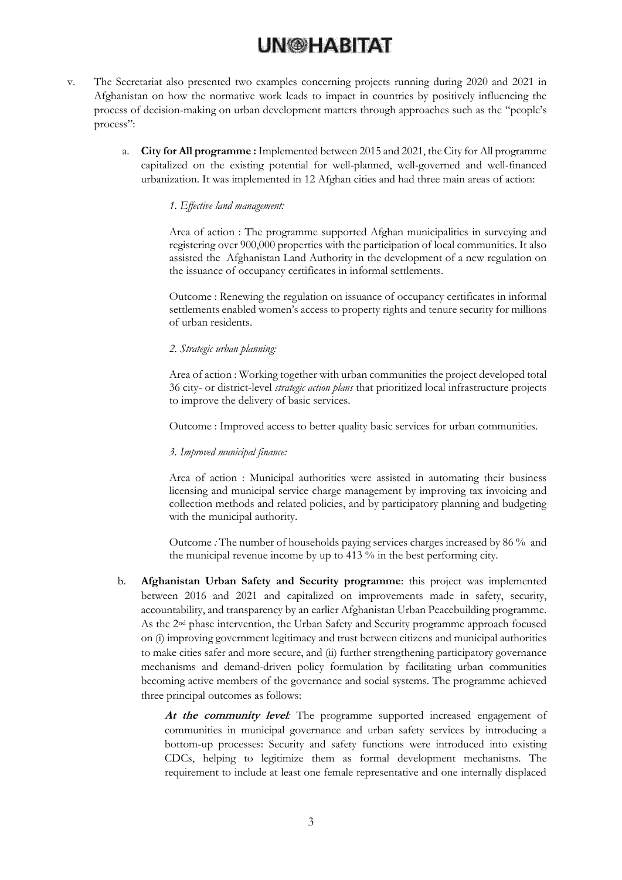v. The Secretariat also presented two examples concerning projects running during 2020 and 2021 in Afghanistan on how the normative work leads to impact in countries by positively influencing the process of decision-making on urban development matters through approaches such as the "people's process":

   a. **City for All programme :** Implemented between 2015 and 2021, the City for All programme capitalized on the existing potential for well-planned, well-governed and well-financed urbanization. It was implemented in 12 Afghan cities and had three main areas of action:

      *1. Effective land management:*

      Area of action : The programme supported Afghan municipalities in surveying and registering over 900,000 properties with the participation of local communities. It also assisted the Afghanistan Land Authority in the development of a new regulation on the issuance of occupancy certificates in informal settlements.

      Outcome : Renewing the regulation on issuance of occupancy certificates in informal settlements enabled women's access to property rights and tenure security for millions of urban residents.

      *2. Strategic urban planning:*

      Area of action : Working together with urban communities the project developed total 36 city- or district-level *strategic action plans* that prioritized local infrastructure projects to improve the delivery of basic services.

      Outcome : Improved access to better quality basic services for urban communities.

      *3. Improved municipal finance:*

      Area of action : Municipal authorities were assisted in automating their business licensing and municipal service charge management by improving tax invoicing and collection methods and related policies, and by participatory planning and budgeting with the municipal authority.

      Outcome *:* The number of households paying services charges increased by 86 % and the municipal revenue income by up to 413 % in the best performing city.

   b. **Afghanistan Urban Safety and Security programme**: this project was implemented between 2016 and 2021 and capitalized on improvements made in safety, security, accountability, and transparency by an earlier Afghanistan Urban Peacebuilding programme. As the 2nd phase intervention, the Urban Safety and Security programme approach focused on (i) improving government legitimacy and trust between citizens and municipal authorities to make cities safer and more secure, and (ii) further strengthening participatory governance mechanisms and demand-driven policy formulation by facilitating urban communities becoming active members of the governance and social systems. The programme achieved three principal outcomes as follows:

      ***At the community level:*** The programme supported increased engagement of communities in municipal governance and urban safety services by introducing a bottom-up processes: Security and safety functions were introduced into existing CDCs, helping to legitimize them as formal development mechanisms. The requirement to include at least one female representative and one internally displaced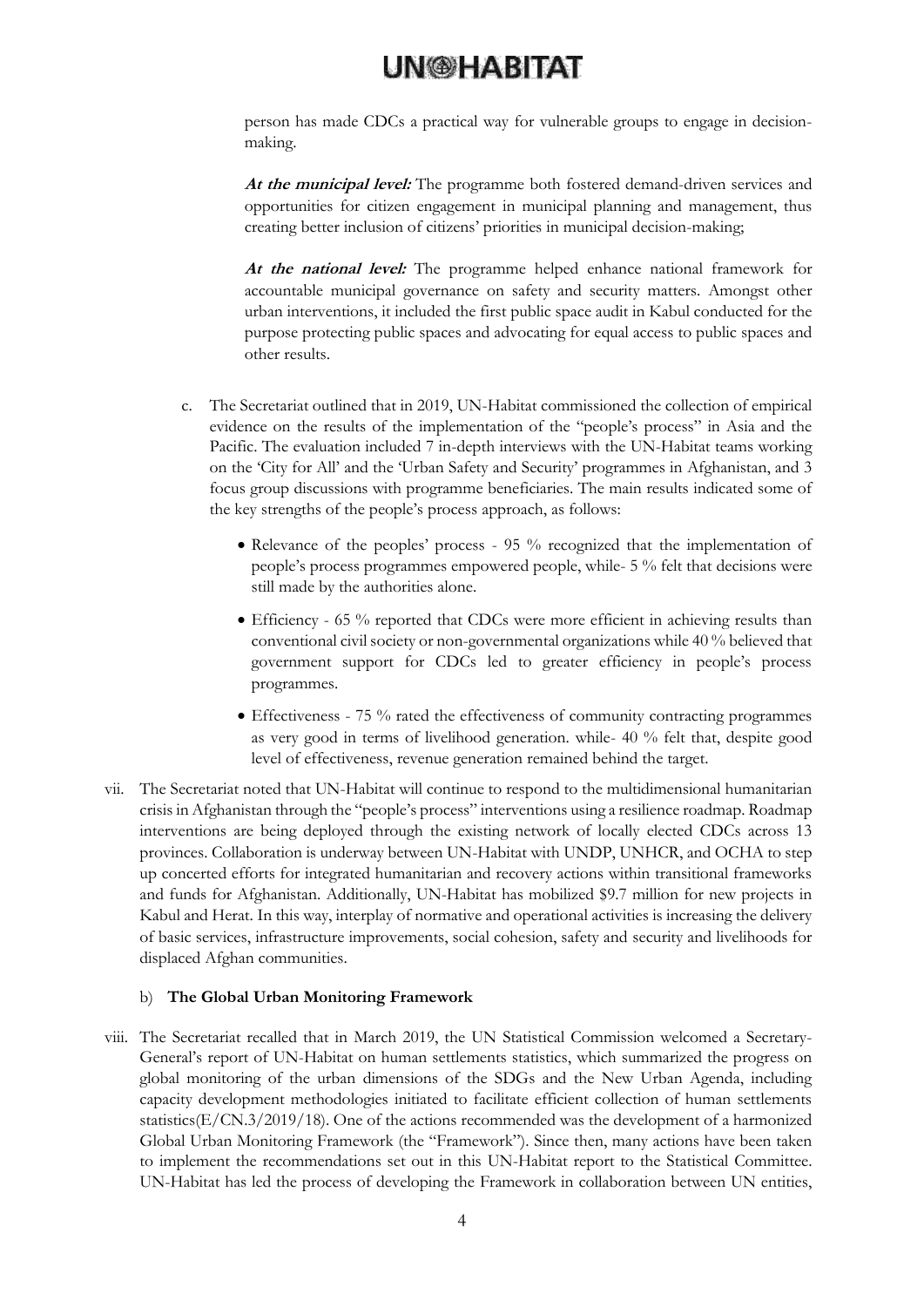person has made CDCs a practical way for vulnerable groups to engage in decision-making.

***At the municipal level:*** The programme both fostered demand-driven services and opportunities for citizen engagement in municipal planning and management, thus creating better inclusion of citizens' priorities in municipal decision-making;

***At the national level:*** The programme helped enhance national framework for accountable municipal governance on safety and security matters. Amongst other urban interventions, it included the first public space audit in Kabul conducted for the purpose protecting public spaces and advocating for equal access to public spaces and other results.

c. The Secretariat outlined that in 2019, UN-Habitat commissioned the collection of empirical evidence on the results of the implementation of the "people's process" in Asia and the Pacific. The evaluation included 7 in-depth interviews with the UN-Habitat teams working on the 'City for All' and the 'Urban Safety and Security' programmes in Afghanistan, and 3 focus group discussions with programme beneficiaries. The main results indicated some of the key strengths of the people's process approach, as follows:

- Relevance of the peoples' process - 95 % recognized that the implementation of people's process programmes empowered people, while- 5 % felt that decisions were still made by the authorities alone.
- Efficiency - 65 % reported that CDCs were more efficient in achieving results than conventional civil society or non-governmental organizations while 40 % believed that government support for CDCs led to greater efficiency in people's process programmes.
- Effectiveness - 75 % rated the effectiveness of community contracting programmes as very good in terms of livelihood generation. while- 40 % felt that, despite good level of effectiveness, revenue generation remained behind the target.

vii. The Secretariat noted that UN-Habitat will continue to respond to the multidimensional humanitarian crisis in Afghanistan through the "people's process" interventions using a resilience roadmap. Roadmap interventions are being deployed through the existing network of locally elected CDCs across 13 provinces. Collaboration is underway between UN-Habitat with UNDP, UNHCR, and OCHA to step up concerted efforts for integrated humanitarian and recovery actions within transitional frameworks and funds for Afghanistan. Additionally, UN-Habitat has mobilized $9.7 million for new projects in Kabul and Herat. In this way, interplay of normative and operational activities is increasing the delivery of basic services, infrastructure improvements, social cohesion, safety and security and livelihoods for displaced Afghan communities.

b) **The Global Urban Monitoring Framework**

viii. The Secretariat recalled that in March 2019, the UN Statistical Commission welcomed a Secretary-General's report of UN-Habitat on human settlements statistics, which summarized the progress on global monitoring of the urban dimensions of the SDGs and the New Urban Agenda, including capacity development methodologies initiated to facilitate efficient collection of human settlements statistics(E/CN.3/2019/18). One of the actions recommended was the development of a harmonized Global Urban Monitoring Framework (the "Framework"). Since then, many actions have been taken to implement the recommendations set out in this UN-Habitat report to the Statistical Committee. UN-Habitat has led the process of developing the Framework in collaboration between UN entities,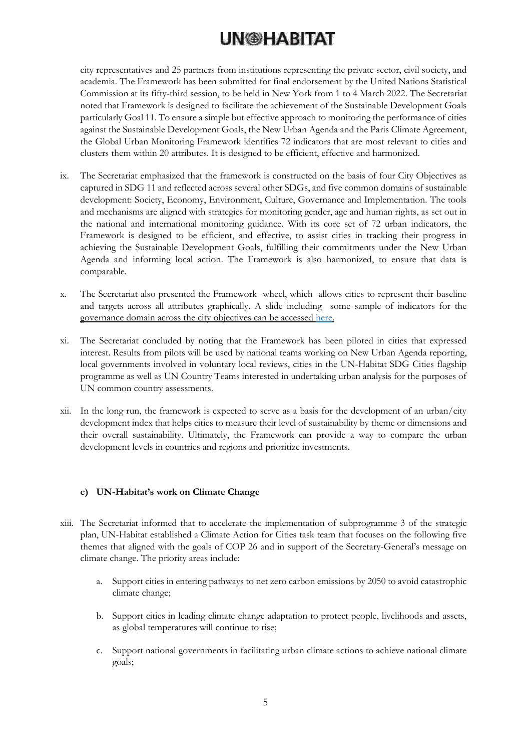city representatives and 25 partners from institutions representing the private sector, civil society, and academia. The Framework has been submitted for final endorsement by the United Nations Statistical Commission at its fifty-third session, to be held in New York from 1 to 4 March 2022. The Secretariat noted that Framework is designed to facilitate the achievement of the Sustainable Development Goals particularly Goal 11. To ensure a simple but effective approach to monitoring the performance of cities against the Sustainable Development Goals, the New Urban Agenda and the Paris Climate Agreement, the Global Urban Monitoring Framework identifies 72 indicators that are most relevant to cities and clusters them within 20 attributes. It is designed to be efficient, effective and harmonized.

ix. The Secretariat emphasized that the framework is constructed on the basis of four City Objectives as captured in SDG 11 and reflected across several other SDGs, and five common domains of sustainable development: Society, Economy, Environment, Culture, Governance and Implementation. The tools and mechanisms are aligned with strategies for monitoring gender, age and human rights, as set out in the national and international monitoring guidance. With its core set of 72 urban indicators, the Framework is designed to be efficient, and effective, to assist cities in tracking their progress in achieving the Sustainable Development Goals, fulfilling their commitments under the New Urban Agenda and informing local action. The Framework is also harmonized, to ensure that data is comparable.

x. The Secretariat also presented the Framework wheel, which allows cities to represent their baseline and targets across all attributes graphically. A slide including some sample of indicators for the governance domain across the city objectives can be accessed here.

xi. The Secretariat concluded by noting that the Framework has been piloted in cities that expressed interest. Results from pilots will be used by national teams working on New Urban Agenda reporting, local governments involved in voluntary local reviews, cities in the UN-Habitat SDG Cities flagship programme as well as UN Country Teams interested in undertaking urban analysis for the purposes of UN common country assessments.

xii. In the long run, the framework is expected to serve as a basis for the development of an urban/city development index that helps cities to measure their level of sustainability by theme or dimensions and their overall sustainability. Ultimately, the Framework can provide a way to compare the urban development levels in countries and regions and prioritize investments.

**c) UN-Habitat's work on Climate Change**

xiii. The Secretariat informed that to accelerate the implementation of subprogramme 3 of the strategic plan, UN-Habitat established a Climate Action for Cities task team that focuses on the following five themes that aligned with the goals of COP 26 and in support of the Secretary-General's message on climate change. The priority areas include:

  a. Support cities in entering pathways to net zero carbon emissions by 2050 to avoid catastrophic climate change;

  b. Support cities in leading climate change adaptation to protect people, livelihoods and assets, as global temperatures will continue to rise;

  c. Support national governments in facilitating urban climate actions to achieve national climate goals;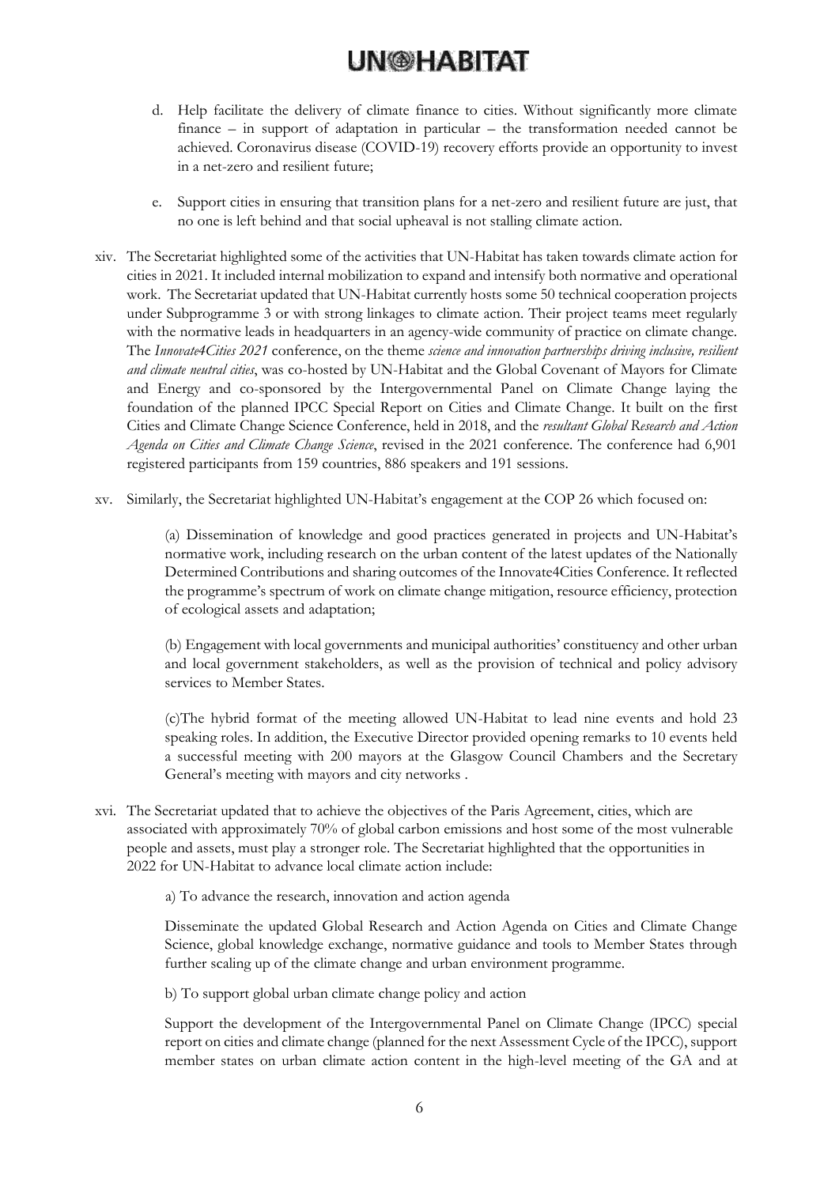d. Help facilitate the delivery of climate finance to cities. Without significantly more climate finance – in support of adaptation in particular – the transformation needed cannot be achieved. Coronavirus disease (COVID-19) recovery efforts provide an opportunity to invest in a net-zero and resilient future;

e. Support cities in ensuring that transition plans for a net-zero and resilient future are just, that no one is left behind and that social upheaval is not stalling climate action.

xiv. The Secretariat highlighted some of the activities that UN-Habitat has taken towards climate action for cities in 2021. It included internal mobilization to expand and intensify both normative and operational work. The Secretariat updated that UN-Habitat currently hosts some 50 technical cooperation projects under Subprogramme 3 or with strong linkages to climate action. Their project teams meet regularly with the normative leads in headquarters in an agency-wide community of practice on climate change. The *Innovate4Cities 2021* conference, on the theme *science and innovation partnerships driving inclusive, resilient and climate neutral cities*, was co-hosted by UN-Habitat and the Global Covenant of Mayors for Climate and Energy and co-sponsored by the Intergovernmental Panel on Climate Change laying the foundation of the planned IPCC Special Report on Cities and Climate Change. It built on the first Cities and Climate Change Science Conference, held in 2018, and the *resultant Global Research and Action Agenda on Cities and Climate Change Science*, revised in the 2021 conference. The conference had 6,901 registered participants from 159 countries, 886 speakers and 191 sessions.

xv. Similarly, the Secretariat highlighted UN-Habitat's engagement at the COP 26 which focused on:

(a) Dissemination of knowledge and good practices generated in projects and UN-Habitat's normative work, including research on the urban content of the latest updates of the Nationally Determined Contributions and sharing outcomes of the Innovate4Cities Conference. It reflected the programme's spectrum of work on climate change mitigation, resource efficiency, protection of ecological assets and adaptation;

(b) Engagement with local governments and municipal authorities' constituency and other urban and local government stakeholders, as well as the provision of technical and policy advisory services to Member States.

(c)The hybrid format of the meeting allowed UN-Habitat to lead nine events and hold 23 speaking roles. In addition, the Executive Director provided opening remarks to 10 events held a successful meeting with 200 mayors at the Glasgow Council Chambers and the Secretary General's meeting with mayors and city networks .

xvi. The Secretariat updated that to achieve the objectives of the Paris Agreement, cities, which are associated with approximately 70% of global carbon emissions and host some of the most vulnerable people and assets, must play a stronger role. The Secretariat highlighted that the opportunities in 2022 for UN-Habitat to advance local climate action include:

a) To advance the research, innovation and action agenda

Disseminate the updated Global Research and Action Agenda on Cities and Climate Change Science, global knowledge exchange, normative guidance and tools to Member States through further scaling up of the climate change and urban environment programme.

b) To support global urban climate change policy and action

Support the development of the Intergovernmental Panel on Climate Change (IPCC) special report on cities and climate change (planned for the next Assessment Cycle of the IPCC), support member states on urban climate action content in the high-level meeting of the GA and at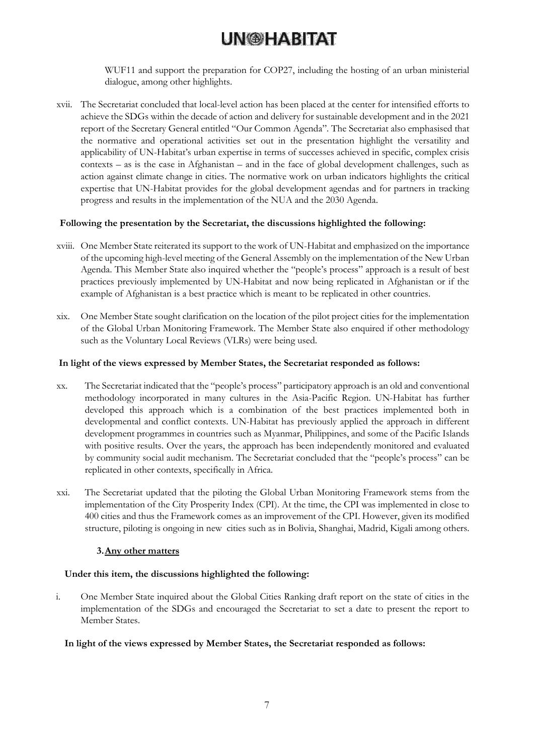WUF11 and support the preparation for COP27, including the hosting of an urban ministerial dialogue, among other highlights.

xvii. The Secretariat concluded that local-level action has been placed at the center for intensified efforts to achieve the SDGs within the decade of action and delivery for sustainable development and in the 2021 report of the Secretary General entitled "Our Common Agenda". The Secretariat also emphasised that the normative and operational activities set out in the presentation highlight the versatility and applicability of UN-Habitat's urban expertise in terms of successes achieved in specific, complex crisis contexts – as is the case in Afghanistan – and in the face of global development challenges, such as action against climate change in cities. The normative work on urban indicators highlights the critical expertise that UN-Habitat provides for the global development agendas and for partners in tracking progress and results in the implementation of the NUA and the 2030 Agenda.

**Following the presentation by the Secretariat, the discussions highlighted the following:**

xviii. One Member State reiterated its support to the work of UN-Habitat and emphasized on the importance of the upcoming high-level meeting of the General Assembly on the implementation of the New Urban Agenda. This Member State also inquired whether the "people's process" approach is a result of best practices previously implemented by UN-Habitat and now being replicated in Afghanistan or if the example of Afghanistan is a best practice which is meant to be replicated in other countries.

xix. One Member State sought clarification on the location of the pilot project cities for the implementation of the Global Urban Monitoring Framework. The Member State also enquired if other methodology such as the Voluntary Local Reviews (VLRs) were being used.

**In light of the views expressed by Member States, the Secretariat responded as follows:**

xx. The Secretariat indicated that the "people's process" participatory approach is an old and conventional methodology incorporated in many cultures in the Asia-Pacific Region. UN-Habitat has further developed this approach which is a combination of the best practices implemented both in developmental and conflict contexts. UN-Habitat has previously applied the approach in different development programmes in countries such as Myanmar, Philippines, and some of the Pacific Islands with positive results. Over the years, the approach has been independently monitored and evaluated by community social audit mechanism. The Secretariat concluded that the "people's process" can be replicated in other contexts, specifically in Africa.

xxi. The Secretariat updated that the piloting the Global Urban Monitoring Framework stems from the implementation of the City Prosperity Index (CPI). At the time, the CPI was implemented in close to 400 cities and thus the Framework comes as an improvement of the CPI. However, given its modified structure, piloting is ongoing in new cities such as in Bolivia, Shanghai, Madrid, Kigali among others.

### 3. Any other matters

**Under this item, the discussions highlighted the following:**

i. One Member State inquired about the Global Cities Ranking draft report on the state of cities in the implementation of the SDGs and encouraged the Secretariat to set a date to present the report to Member States.

**In light of the views expressed by Member States, the Secretariat responded as follows:**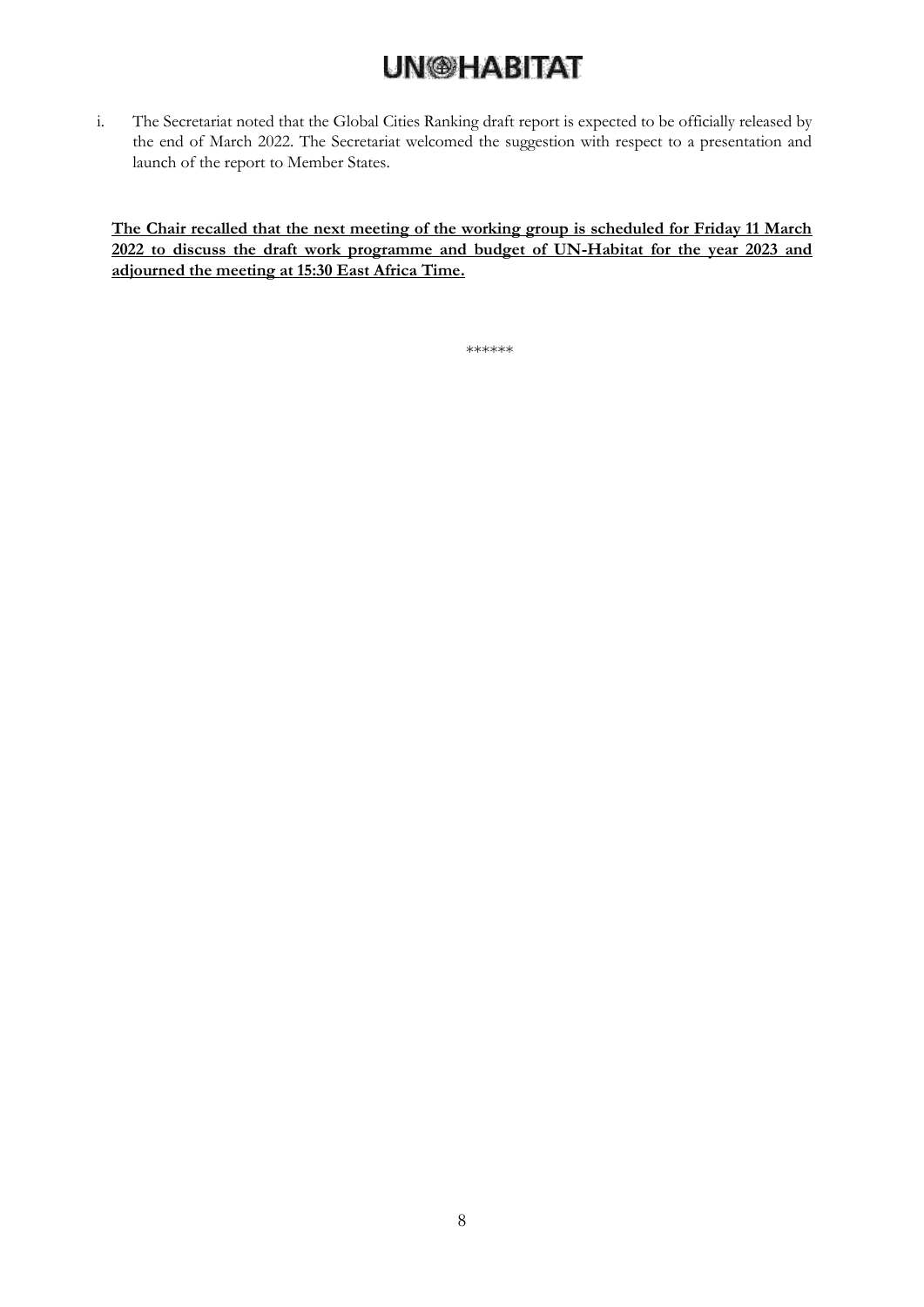i. The Secretariat noted that the Global Cities Ranking draft report is expected to be officially released by the end of March 2022. The Secretariat welcomed the suggestion with respect to a presentation and launch of the report to Member States.

**The Chair recalled that the next meeting of the working group is scheduled for Friday 11 March 2022 to discuss the draft work programme and budget of UN-Habitat for the year 2023 and adjourned the meeting at 15:30 East Africa Time.**

******